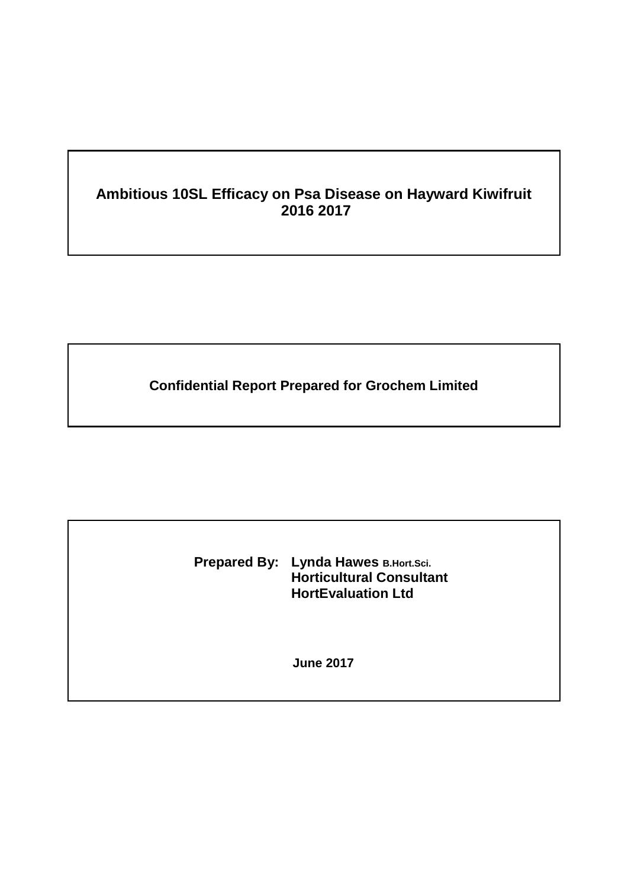# Ambitious 10SL Efficacy on Psa Disease on Hayward Kiwifruit 2016 2017

**Confidential Report Prepared for Grochem Limited**

**Prepared By:** **Lynda Hawes** B.Hort.Sci.
**Horticultural Consultant**
**HortEvaluation Ltd**

**June 2017**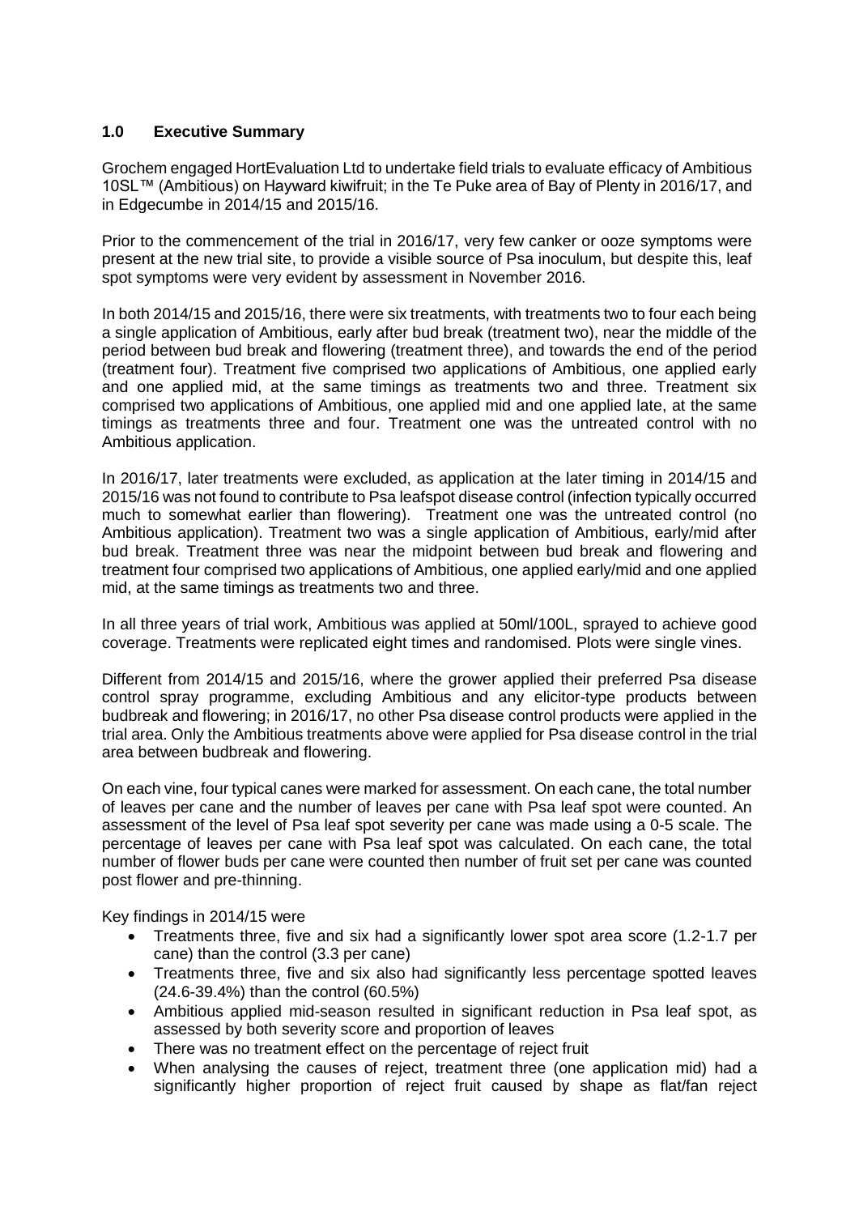## 1.0 Executive Summary

Grochem engaged HortEvaluation Ltd to undertake field trials to evaluate efficacy of Ambitious 10SL™ (Ambitious) on Hayward kiwifruit; in the Te Puke area of Bay of Plenty in 2016/17, and in Edgecumbe in 2014/15 and 2015/16.

Prior to the commencement of the trial in 2016/17, very few canker or ooze symptoms were present at the new trial site, to provide a visible source of Psa inoculum, but despite this, leaf spot symptoms were very evident by assessment in November 2016.

In both 2014/15 and 2015/16, there were six treatments, with treatments two to four each being a single application of Ambitious, early after bud break (treatment two), near the middle of the period between bud break and flowering (treatment three), and towards the end of the period (treatment four). Treatment five comprised two applications of Ambitious, one applied early and one applied mid, at the same timings as treatments two and three. Treatment six comprised two applications of Ambitious, one applied mid and one applied late, at the same timings as treatments three and four. Treatment one was the untreated control with no Ambitious application.

In 2016/17, later treatments were excluded, as application at the later timing in 2014/15 and 2015/16 was not found to contribute to Psa leafspot disease control (infection typically occurred much to somewhat earlier than flowering). Treatment one was the untreated control (no Ambitious application). Treatment two was a single application of Ambitious, early/mid after bud break. Treatment three was near the midpoint between bud break and flowering and treatment four comprised two applications of Ambitious, one applied early/mid and one applied mid, at the same timings as treatments two and three.

In all three years of trial work, Ambitious was applied at 50ml/100L, sprayed to achieve good coverage. Treatments were replicated eight times and randomised. Plots were single vines.

Different from 2014/15 and 2015/16, where the grower applied their preferred Psa disease control spray programme, excluding Ambitious and any elicitor-type products between budbreak and flowering; in 2016/17, no other Psa disease control products were applied in the trial area. Only the Ambitious treatments above were applied for Psa disease control in the trial area between budbreak and flowering.

On each vine, four typical canes were marked for assessment. On each cane, the total number of leaves per cane and the number of leaves per cane with Psa leaf spot were counted. An assessment of the level of Psa leaf spot severity per cane was made using a 0-5 scale. The percentage of leaves per cane with Psa leaf spot was calculated. On each cane, the total number of flower buds per cane were counted then number of fruit set per cane was counted post flower and pre-thinning.

Key findings in 2014/15 were

- Treatments three, five and six had a significantly lower spot area score (1.2-1.7 per cane) than the control (3.3 per cane)
- Treatments three, five and six also had significantly less percentage spotted leaves (24.6-39.4%) than the control (60.5%)
- Ambitious applied mid-season resulted in significant reduction in Psa leaf spot, as assessed by both severity score and proportion of leaves
- There was no treatment effect on the percentage of reject fruit
- When analysing the causes of reject, treatment three (one application mid) had a significantly higher proportion of reject fruit caused by shape as flat/fan reject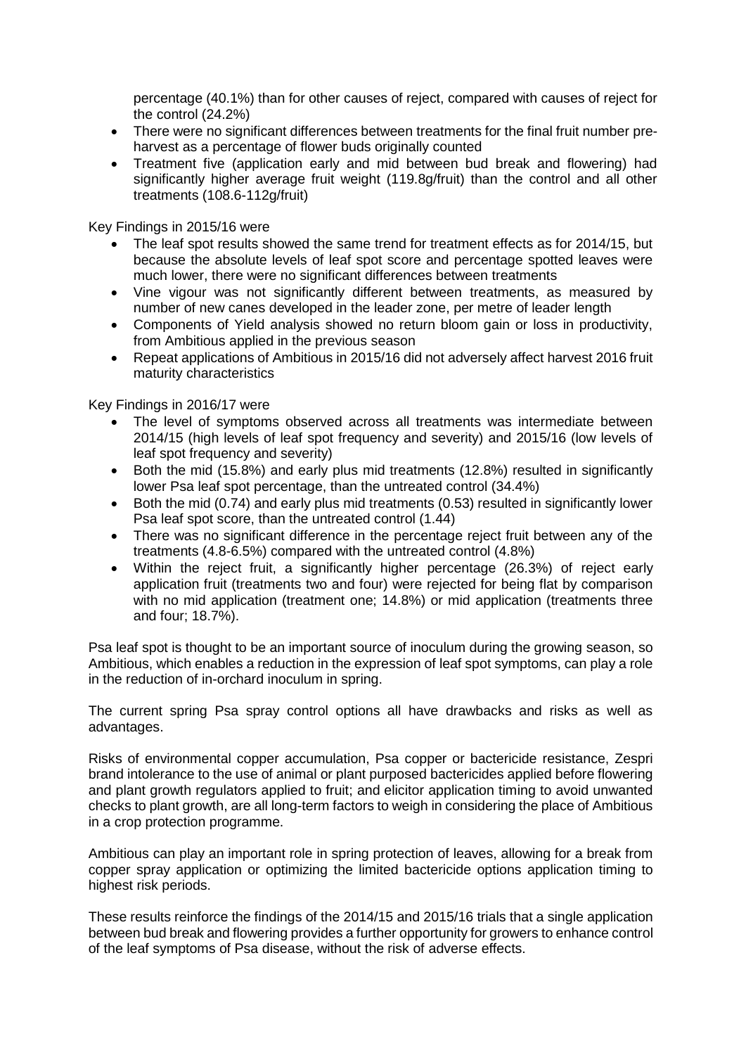percentage (40.1%) than for other causes of reject, compared with causes of reject for the control (24.2%)

- There were no significant differences between treatments for the final fruit number pre-harvest as a percentage of flower buds originally counted
- Treatment five (application early and mid between bud break and flowering) had significantly higher average fruit weight (119.8g/fruit) than the control and all other treatments (108.6-112g/fruit)

Key Findings in 2015/16 were

- The leaf spot results showed the same trend for treatment effects as for 2014/15, but because the absolute levels of leaf spot score and percentage spotted leaves were much lower, there were no significant differences between treatments
- Vine vigour was not significantly different between treatments, as measured by number of new canes developed in the leader zone, per metre of leader length
- Components of Yield analysis showed no return bloom gain or loss in productivity, from Ambitious applied in the previous season
- Repeat applications of Ambitious in 2015/16 did not adversely affect harvest 2016 fruit maturity characteristics

Key Findings in 2016/17 were

- The level of symptoms observed across all treatments was intermediate between 2014/15 (high levels of leaf spot frequency and severity) and 2015/16 (low levels of leaf spot frequency and severity)
- Both the mid (15.8%) and early plus mid treatments (12.8%) resulted in significantly lower Psa leaf spot percentage, than the untreated control (34.4%)
- Both the mid (0.74) and early plus mid treatments (0.53) resulted in significantly lower Psa leaf spot score, than the untreated control (1.44)
- There was no significant difference in the percentage reject fruit between any of the treatments (4.8-6.5%) compared with the untreated control (4.8%)
- Within the reject fruit, a significantly higher percentage (26.3%) of reject early application fruit (treatments two and four) were rejected for being flat by comparison with no mid application (treatment one; 14.8%) or mid application (treatments three and four; 18.7%).

Psa leaf spot is thought to be an important source of inoculum during the growing season, so Ambitious, which enables a reduction in the expression of leaf spot symptoms, can play a role in the reduction of in-orchard inoculum in spring.

The current spring Psa spray control options all have drawbacks and risks as well as advantages.

Risks of environmental copper accumulation, Psa copper or bactericide resistance, Zespri brand intolerance to the use of animal or plant purposed bactericides applied before flowering and plant growth regulators applied to fruit; and elicitor application timing to avoid unwanted checks to plant growth, are all long-term factors to weigh in considering the place of Ambitious in a crop protection programme.

Ambitious can play an important role in spring protection of leaves, allowing for a break from copper spray application or optimizing the limited bactericide options application timing to highest risk periods.

These results reinforce the findings of the 2014/15 and 2015/16 trials that a single application between bud break and flowering provides a further opportunity for growers to enhance control of the leaf symptoms of Psa disease, without the risk of adverse effects.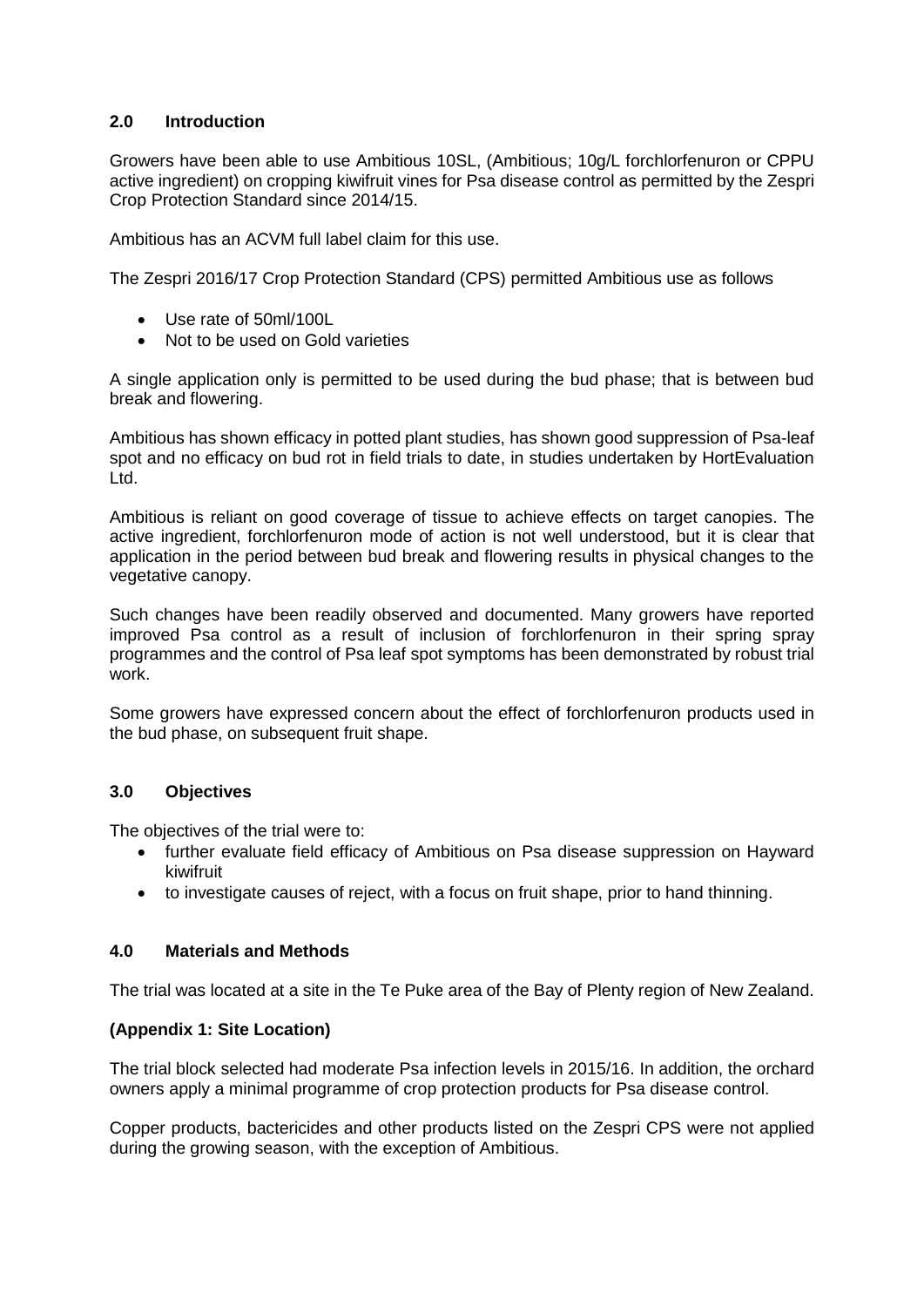## 2.0 Introduction

Growers have been able to use Ambitious 10SL, (Ambitious; 10g/L forchlorfenuron or CPPU active ingredient) on cropping kiwifruit vines for Psa disease control as permitted by the Zespri Crop Protection Standard since 2014/15.

Ambitious has an ACVM full label claim for this use.

The Zespri 2016/17 Crop Protection Standard (CPS) permitted Ambitious use as follows

- Use rate of 50ml/100L
- Not to be used on Gold varieties

A single application only is permitted to be used during the bud phase; that is between bud break and flowering.

Ambitious has shown efficacy in potted plant studies, has shown good suppression of Psa-leaf spot and no efficacy on bud rot in field trials to date, in studies undertaken by HortEvaluation Ltd.

Ambitious is reliant on good coverage of tissue to achieve effects on target canopies. The active ingredient, forchlorfenuron mode of action is not well understood, but it is clear that application in the period between bud break and flowering results in physical changes to the vegetative canopy.

Such changes have been readily observed and documented. Many growers have reported improved Psa control as a result of inclusion of forchlorfenuron in their spring spray programmes and the control of Psa leaf spot symptoms has been demonstrated by robust trial work.

Some growers have expressed concern about the effect of forchlorfenuron products used in the bud phase, on subsequent fruit shape.

## 3.0 Objectives

The objectives of the trial were to:

- further evaluate field efficacy of Ambitious on Psa disease suppression on Hayward kiwifruit
- to investigate causes of reject, with a focus on fruit shape, prior to hand thinning.

## 4.0 Materials and Methods

The trial was located at a site in the Te Puke area of the Bay of Plenty region of New Zealand.

**(Appendix 1: Site Location)**

The trial block selected had moderate Psa infection levels in 2015/16. In addition, the orchard owners apply a minimal programme of crop protection products for Psa disease control.

Copper products, bactericides and other products listed on the Zespri CPS were not applied during the growing season, with the exception of Ambitious.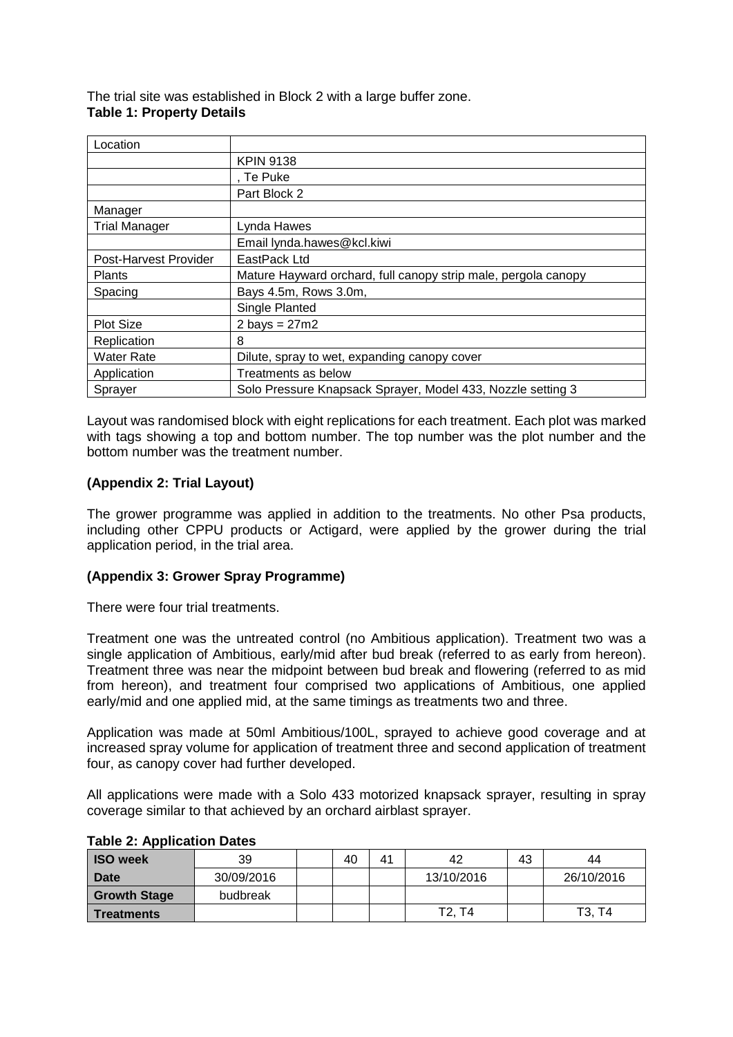The trial site was established in Block 2 with a large buffer zone.

**Table 1: Property Details**

| | |
|---|---|
| Location | |
| | KPIN 9138 |
| | , Te Puke |
| | Part Block 2 |
| Manager | |
| Trial Manager | Lynda Hawes |
| | Email lynda.hawes@kcl.kiwi |
| Post-Harvest Provider | EastPack Ltd |
| Plants | Mature Hayward orchard, full canopy strip male, pergola canopy |
| Spacing | Bays 4.5m, Rows 3.0m, |
| | Single Planted |
| Plot Size | 2 bays = 27m2 |
| Replication | 8 |
| Water Rate | Dilute, spray to wet, expanding canopy cover |
| Application | Treatments as below |
| Sprayer | Solo Pressure Knapsack Sprayer, Model 433, Nozzle setting 3 |

Layout was randomised block with eight replications for each treatment. Each plot was marked with tags showing a top and bottom number. The top number was the plot number and the bottom number was the treatment number.

**(Appendix 2: Trial Layout)**

The grower programme was applied in addition to the treatments. No other Psa products, including other CPPU products or Actigard, were applied by the grower during the trial application period, in the trial area.

**(Appendix 3: Grower Spray Programme)**

There were four trial treatments.

Treatment one was the untreated control (no Ambitious application). Treatment two was a single application of Ambitious, early/mid after bud break (referred to as early from hereon). Treatment three was near the midpoint between bud break and flowering (referred to as mid from hereon), and treatment four comprised two applications of Ambitious, one applied early/mid and one applied mid, at the same timings as treatments two and three.

Application was made at 50ml Ambitious/100L, sprayed to achieve good coverage and at increased spray volume for application of treatment three and second application of treatment four, as canopy cover had further developed.

All applications were made with a Solo 433 motorized knapsack sprayer, resulting in spray coverage similar to that achieved by an orchard airblast sprayer.

**Table 2: Application Dates**

| **ISO week** | 39 | | 40 | 41 | 42 | 43 | 44 |
|---|---|---|---|---|---|---|---|
| **Date** | 30/09/2016 | | | | 13/10/2016 | | 26/10/2016 |
| **Growth Stage** | budbreak | | | | | | |
| **Treatments** | | | | | T2, T4 | | T3, T4 |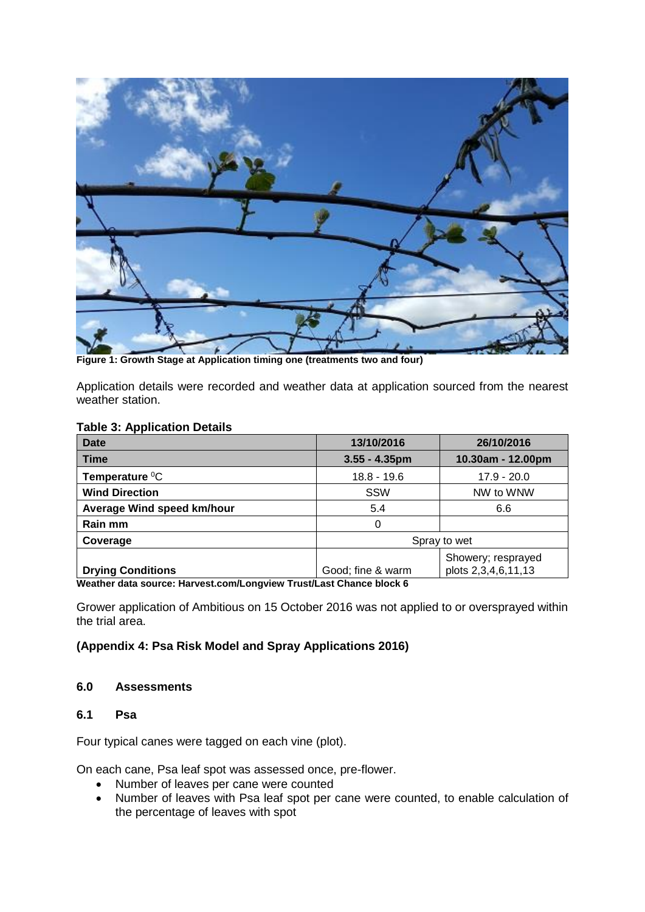Figure 1: Growth Stage at Application timing one (treatments two and four)

Application details were recorded and weather data at application sourced from the nearest weather station.

**Table 3: Application Details**

| Date | 13/10/2016 | 26/10/2016 |
|---|---|---|
| **Time** | **3.55 - 4.35pm** | **10.30am - 12.00pm** |
| **Temperature $^0$C** | 18.8 - 19.6 | 17.9 - 20.0 |
| **Wind Direction** | SSW | NW to WNW |
| **Average Wind speed km/hour** | 5.4 | 6.6 |
| **Rain mm** | 0 | |
| **Coverage** | Spray to wet | |
| **Drying Conditions** | Good; fine & warm | Showery; resprayed plots 2,3,4,6,11,13 |

**Weather data source: Harvest.com/Longview Trust/Last Chance block 6**

Grower application of Ambitious on 15 October 2016 was not applied to or oversprayed within the trial area.

**(Appendix 4: Psa Risk Model and Spray Applications 2016)**

## 6.0 Assessments

### 6.1 Psa

Four typical canes were tagged on each vine (plot).

On each cane, Psa leaf spot was assessed once, pre-flower.

- Number of leaves per cane were counted
- Number of leaves with Psa leaf spot per cane were counted, to enable calculation of the percentage of leaves with spot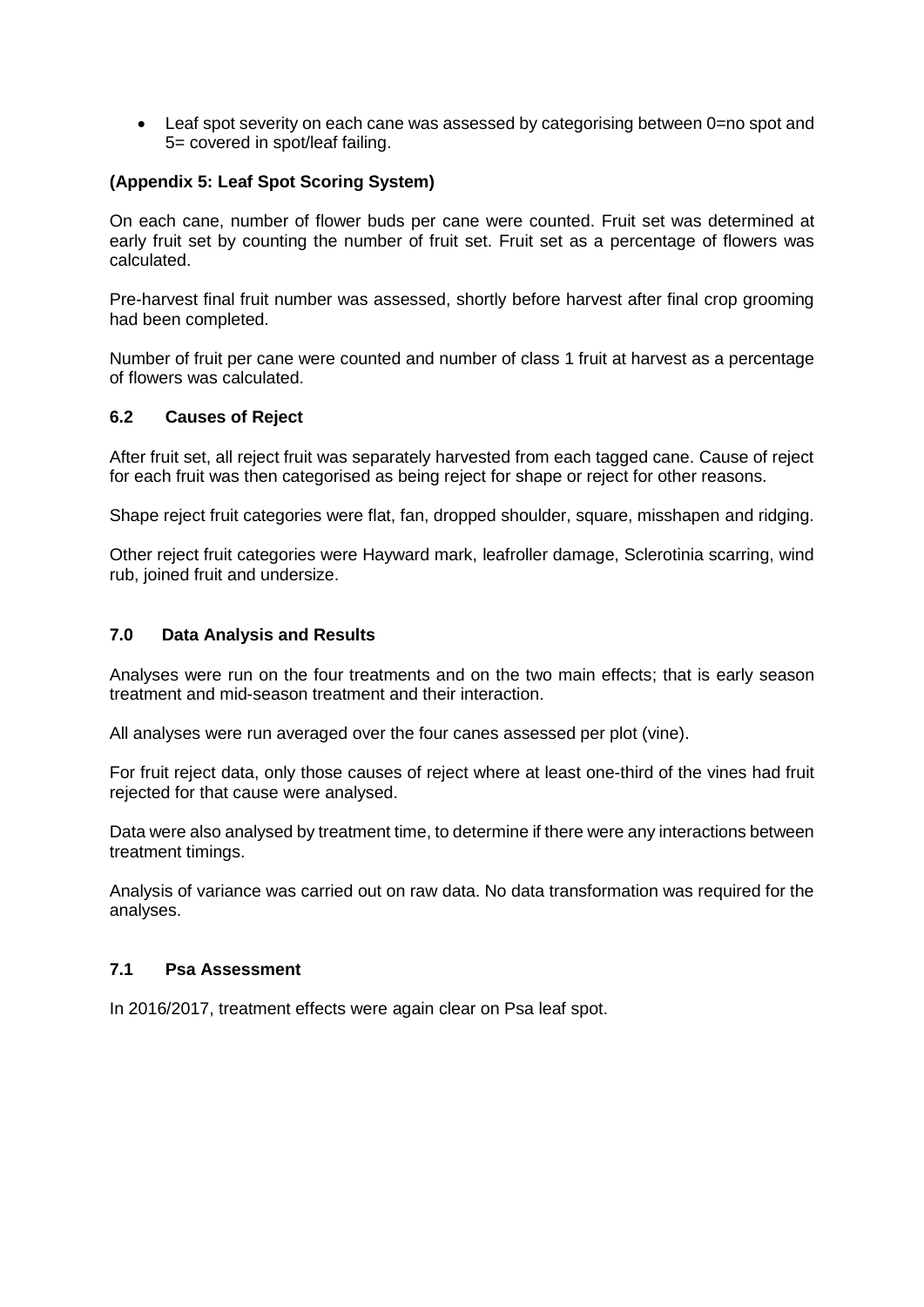- Leaf spot severity on each cane was assessed by categorising between 0=no spot and 5= covered in spot/leaf failing.

**(Appendix 5: Leaf Spot Scoring System)**

On each cane, number of flower buds per cane were counted. Fruit set was determined at early fruit set by counting the number of fruit set. Fruit set as a percentage of flowers was calculated.

Pre-harvest final fruit number was assessed, shortly before harvest after final crop grooming had been completed.

Number of fruit per cane were counted and number of class 1 fruit at harvest as a percentage of flowers was calculated.

### 6.2 Causes of Reject

After fruit set, all reject fruit was separately harvested from each tagged cane. Cause of reject for each fruit was then categorised as being reject for shape or reject for other reasons.

Shape reject fruit categories were flat, fan, dropped shoulder, square, misshapen and ridging.

Other reject fruit categories were Hayward mark, leafroller damage, Sclerotinia scarring, wind rub, joined fruit and undersize.

## 7.0 Data Analysis and Results

Analyses were run on the four treatments and on the two main effects; that is early season treatment and mid-season treatment and their interaction.

All analyses were run averaged over the four canes assessed per plot (vine).

For fruit reject data, only those causes of reject where at least one-third of the vines had fruit rejected for that cause were analysed.

Data were also analysed by treatment time, to determine if there were any interactions between treatment timings.

Analysis of variance was carried out on raw data. No data transformation was required for the analyses.

### 7.1 Psa Assessment

In 2016/2017, treatment effects were again clear on Psa leaf spot.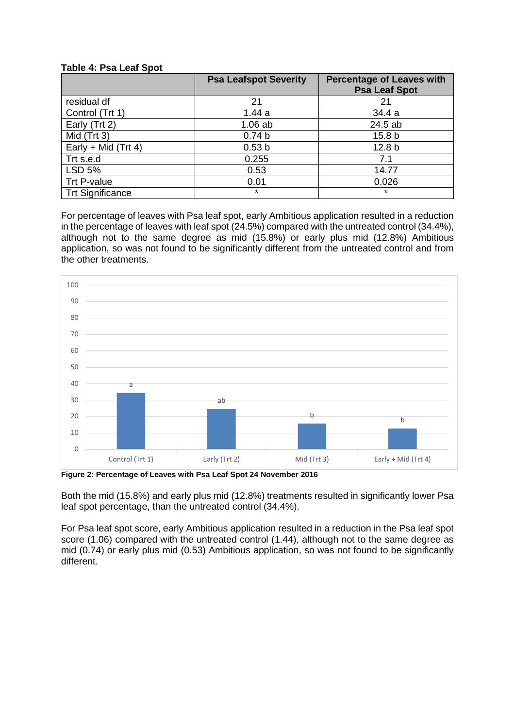**Table 4: Psa Leaf Spot**

| | Psa Leafspot Severity | Percentage of Leaves with Psa Leaf Spot |
|---|---|---|
| residual df | 21 | 21 |
| Control (Trt 1) | 1.44 a | 34.4 a |
| Early (Trt 2) | 1.06 ab | 24.5 ab |
| Mid (Trt 3) | 0.74 b | 15.8 b |
| Early + Mid (Trt 4) | 0.53 b | 12.8 b |
| Trt s.e.d | 0.255 | 7.1 |
| LSD 5% | 0.53 | 14.77 |
| Trt P-value | 0.01 | 0.026 |
| Trt Significance | * | * |

For percentage of leaves with Psa leaf spot, early Ambitious application resulted in a reduction in the percentage of leaves with leaf spot (24.5%) compared with the untreated control (34.4%), although not to the same degree as mid (15.8%) or early plus mid (12.8%) Ambitious application, so was not found to be significantly different from the untreated control and from the other treatments.

**Figure 2: Percentage of Leaves with Psa Leaf Spot 24 November 2016**

Both the mid (15.8%) and early plus mid (12.8%) treatments resulted in significantly lower Psa leaf spot percentage, than the untreated control (34.4%).

For Psa leaf spot score, early Ambitious application resulted in a reduction in the Psa leaf spot score (1.06) compared with the untreated control (1.44), although not to the same degree as mid (0.74) or early plus mid (0.53) Ambitious application, so was not found to be significantly different.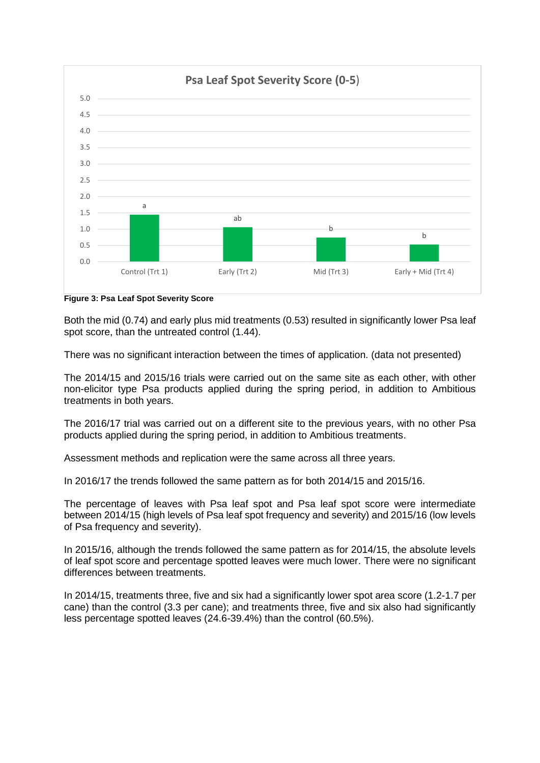**Figure 3: Psa Leaf Spot Severity Score**

Both the mid (0.74) and early plus mid treatments (0.53) resulted in significantly lower Psa leaf spot score, than the untreated control (1.44).

There was no significant interaction between the times of application. (data not presented)

The 2014/15 and 2015/16 trials were carried out on the same site as each other, with other non-elicitor type Psa products applied during the spring period, in addition to Ambitious treatments in both years.

The 2016/17 trial was carried out on a different site to the previous years, with no other Psa products applied during the spring period, in addition to Ambitious treatments.

Assessment methods and replication were the same across all three years.

In 2016/17 the trends followed the same pattern as for both 2014/15 and 2015/16.

The percentage of leaves with Psa leaf spot and Psa leaf spot score were intermediate between 2014/15 (high levels of Psa leaf spot frequency and severity) and 2015/16 (low levels of Psa frequency and severity).

In 2015/16, although the trends followed the same pattern as for 2014/15, the absolute levels of leaf spot score and percentage spotted leaves were much lower. There were no significant differences between treatments.

In 2014/15, treatments three, five and six had a significantly lower spot area score (1.2-1.7 per cane) than the control (3.3 per cane); and treatments three, five and six also had significantly less percentage spotted leaves (24.6-39.4%) than the control (60.5%).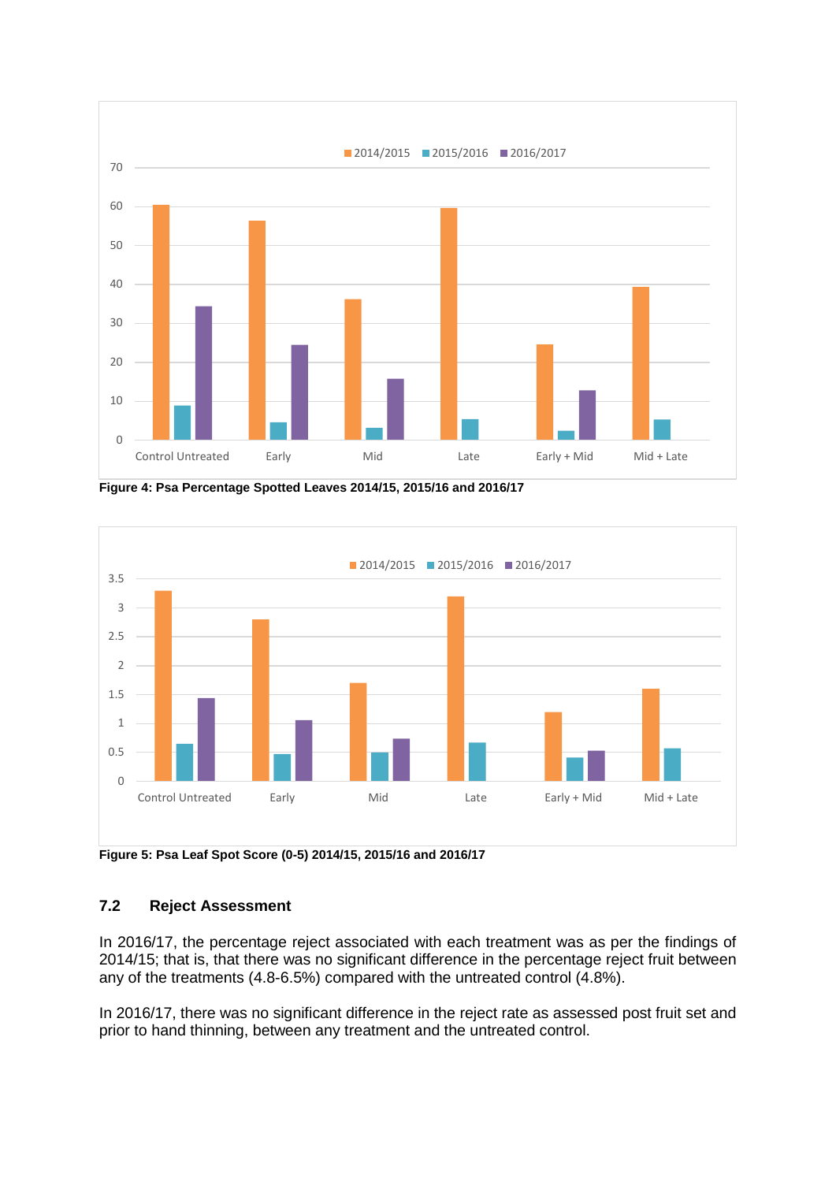Figure 4: Psa Percentage Spotted Leaves 2014/15, 2015/16 and 2016/17

Figure 5: Psa Leaf Spot Score (0-5) 2014/15, 2015/16 and 2016/17

## 7.2 Reject Assessment

In 2016/17, the percentage reject associated with each treatment was as per the findings of 2014/15; that is, that there was no significant difference in the percentage reject fruit between any of the treatments (4.8-6.5%) compared with the untreated control (4.8%).

In 2016/17, there was no significant difference in the reject rate as assessed post fruit set and prior to hand thinning, between any treatment and the untreated control.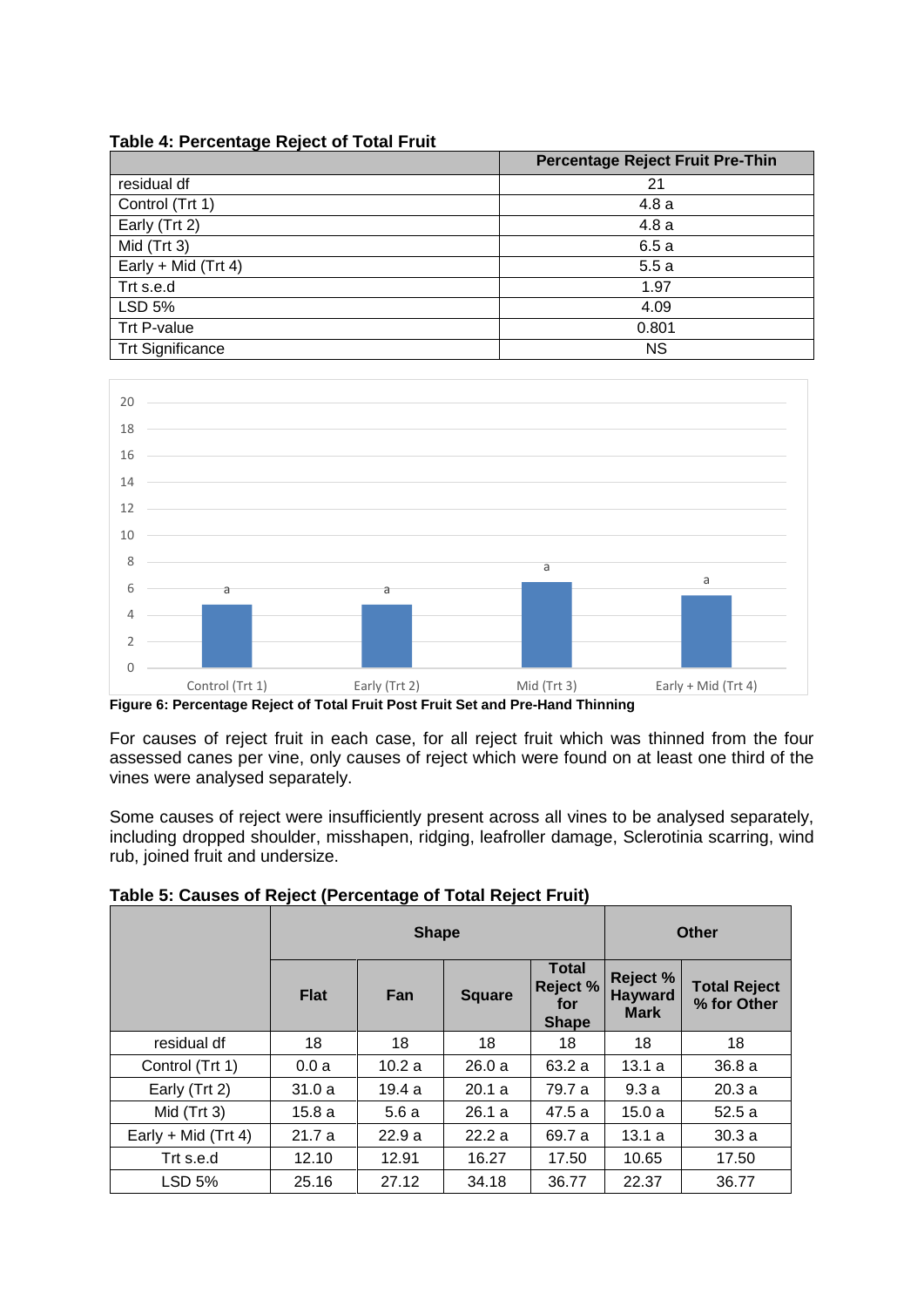**Table 4: Percentage Reject of Total Fruit**

| | Percentage Reject Fruit Pre-Thin |
|---|---|
| residual df | 21 |
| Control (Trt 1) | 4.8 a |
| Early (Trt 2) | 4.8 a |
| Mid (Trt 3) | 6.5 a |
| Early + Mid (Trt 4) | 5.5 a |
| Trt s.e.d | 1.97 |
| LSD 5% | 4.09 |
| Trt P-value | 0.801 |
| Trt Significance | NS |

**Figure 6: Percentage Reject of Total Fruit Post Fruit Set and Pre-Hand Thinning**

For causes of reject fruit in each case, for all reject fruit which was thinned from the four assessed canes per vine, only causes of reject which were found on at least one third of the vines were analysed separately.

Some causes of reject were insufficiently present across all vines to be analysed separately, including dropped shoulder, misshapen, ridging, leafroller damage, Sclerotinia scarring, wind rub, joined fruit and undersize.

**Table 5: Causes of Reject (Percentage of Total Reject Fruit)**

| | Shape | | | | Other | |
|---|---|---|---|---|---|---|
| | Flat | Fan | Square | Total Reject % for Shape | Reject % Hayward Mark | Total Reject % for Other |
| residual df | 18 | 18 | 18 | 18 | 18 | 18 |
| Control (Trt 1) | 0.0 a | 10.2 a | 26.0 a | 63.2 a | 13.1 a | 36.8 a |
| Early (Trt 2) | 31.0 a | 19.4 a | 20.1 a | 79.7 a | 9.3 a | 20.3 a |
| Mid (Trt 3) | 15.8 a | 5.6 a | 26.1 a | 47.5 a | 15.0 a | 52.5 a |
| Early + Mid (Trt 4) | 21.7 a | 22.9 a | 22.2 a | 69.7 a | 13.1 a | 30.3 a |
| Trt s.e.d | 12.10 | 12.91 | 16.27 | 17.50 | 10.65 | 17.50 |
| LSD 5% | 25.16 | 27.12 | 34.18 | 36.77 | 22.37 | 36.77 |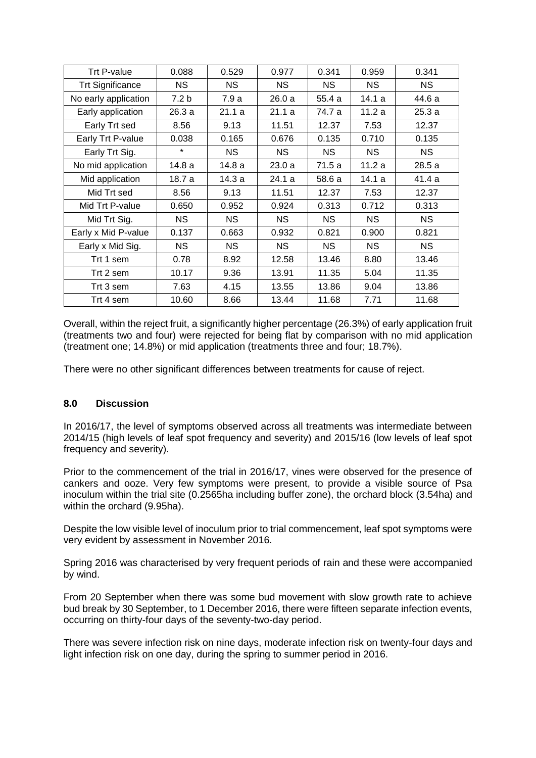| Trt P-value | 0.088 | 0.529 | 0.977 | 0.341 | 0.959 | 0.341 |
|---|---|---|---|---|---|---|
| Trt Significance | NS | NS | NS | NS | NS | NS |
| No early application | 7.2 b | 7.9 a | 26.0 a | 55.4 a | 14.1 a | 44.6 a |
| Early application | 26.3 a | 21.1 a | 21.1 a | 74.7 a | 11.2 a | 25.3 a |
| Early Trt sed | 8.56 | 9.13 | 11.51 | 12.37 | 7.53 | 12.37 |
| Early Trt P-value | 0.038 | 0.165 | 0.676 | 0.135 | 0.710 | 0.135 |
| Early Trt Sig. | * | NS | NS | NS | NS | NS |
| No mid application | 14.8 a | 14.8 a | 23.0 a | 71.5 a | 11.2 a | 28.5 a |
| Mid application | 18.7 a | 14.3 a | 24.1 a | 58.6 a | 14.1 a | 41.4 a |
| Mid Trt sed | 8.56 | 9.13 | 11.51 | 12.37 | 7.53 | 12.37 |
| Mid Trt P-value | 0.650 | 0.952 | 0.924 | 0.313 | 0.712 | 0.313 |
| Mid Trt Sig. | NS | NS | NS | NS | NS | NS |
| Early x Mid P-value | 0.137 | 0.663 | 0.932 | 0.821 | 0.900 | 0.821 |
| Early x Mid Sig. | NS | NS | NS | NS | NS | NS |
| Trt 1 sem | 0.78 | 8.92 | 12.58 | 13.46 | 8.80 | 13.46 |
| Trt 2 sem | 10.17 | 9.36 | 13.91 | 11.35 | 5.04 | 11.35 |
| Trt 3 sem | 7.63 | 4.15 | 13.55 | 13.86 | 9.04 | 13.86 |
| Trt 4 sem | 10.60 | 8.66 | 13.44 | 11.68 | 7.71 | 11.68 |

Overall, within the reject fruit, a significantly higher percentage (26.3%) of early application fruit (treatments two and four) were rejected for being flat by comparison with no mid application (treatment one; 14.8%) or mid application (treatments three and four; 18.7%).

There were no other significant differences between treatments for cause of reject.

## 8.0 Discussion

In 2016/17, the level of symptoms observed across all treatments was intermediate between 2014/15 (high levels of leaf spot frequency and severity) and 2015/16 (low levels of leaf spot frequency and severity).

Prior to the commencement of the trial in 2016/17, vines were observed for the presence of cankers and ooze. Very few symptoms were present, to provide a visible source of Psa inoculum within the trial site (0.2565ha including buffer zone), the orchard block (3.54ha) and within the orchard (9.95ha).

Despite the low visible level of inoculum prior to trial commencement, leaf spot symptoms were very evident by assessment in November 2016.

Spring 2016 was characterised by very frequent periods of rain and these were accompanied by wind.

From 20 September when there was some bud movement with slow growth rate to achieve bud break by 30 September, to 1 December 2016, there were fifteen separate infection events, occurring on thirty-four days of the seventy-two-day period.

There was severe infection risk on nine days, moderate infection risk on twenty-four days and light infection risk on one day, during the spring to summer period in 2016.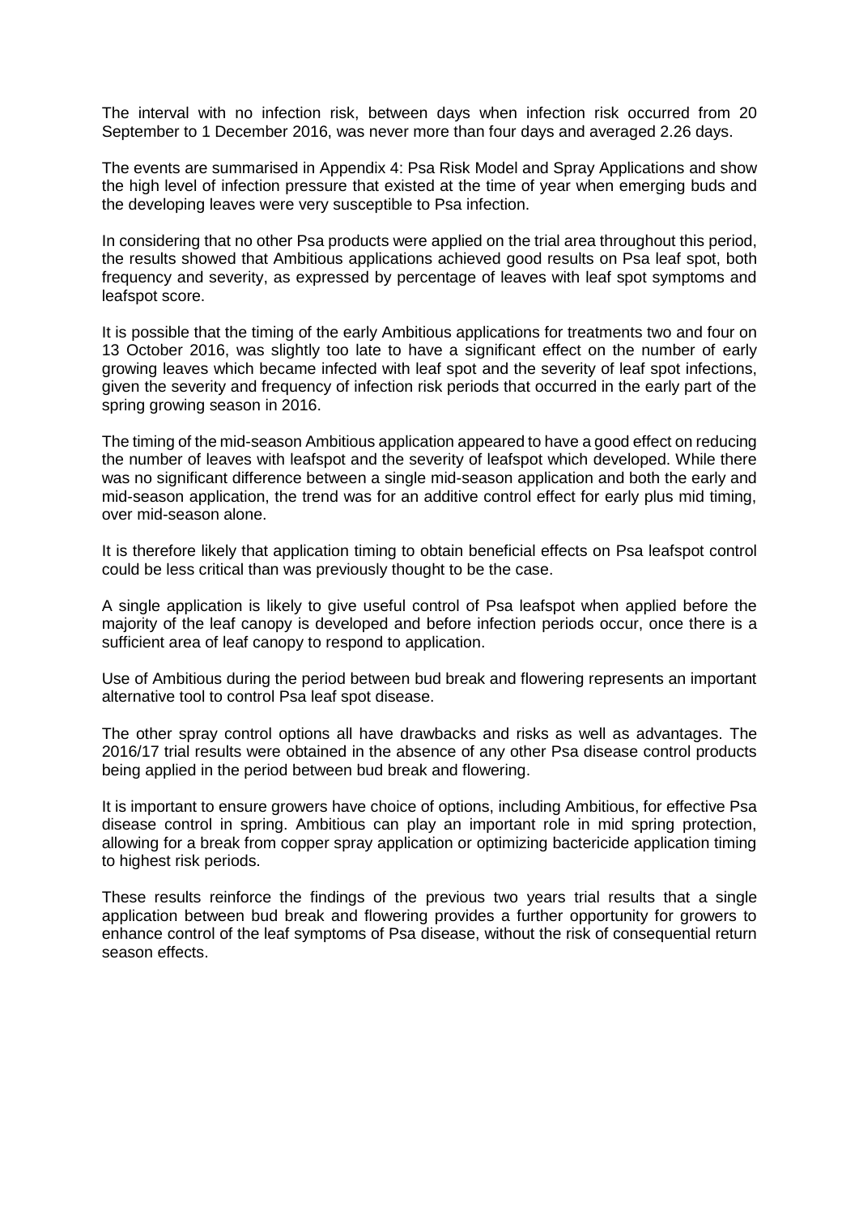The interval with no infection risk, between days when infection risk occurred from 20 September to 1 December 2016, was never more than four days and averaged 2.26 days.

The events are summarised in Appendix 4: Psa Risk Model and Spray Applications and show the high level of infection pressure that existed at the time of year when emerging buds and the developing leaves were very susceptible to Psa infection.

In considering that no other Psa products were applied on the trial area throughout this period, the results showed that Ambitious applications achieved good results on Psa leaf spot, both frequency and severity, as expressed by percentage of leaves with leaf spot symptoms and leafspot score.

It is possible that the timing of the early Ambitious applications for treatments two and four on 13 October 2016, was slightly too late to have a significant effect on the number of early growing leaves which became infected with leaf spot and the severity of leaf spot infections, given the severity and frequency of infection risk periods that occurred in the early part of the spring growing season in 2016.

The timing of the mid-season Ambitious application appeared to have a good effect on reducing the number of leaves with leafspot and the severity of leafspot which developed. While there was no significant difference between a single mid-season application and both the early and mid-season application, the trend was for an additive control effect for early plus mid timing, over mid-season alone.

It is therefore likely that application timing to obtain beneficial effects on Psa leafspot control could be less critical than was previously thought to be the case.

A single application is likely to give useful control of Psa leafspot when applied before the majority of the leaf canopy is developed and before infection periods occur, once there is a sufficient area of leaf canopy to respond to application.

Use of Ambitious during the period between bud break and flowering represents an important alternative tool to control Psa leaf spot disease.

The other spray control options all have drawbacks and risks as well as advantages. The 2016/17 trial results were obtained in the absence of any other Psa disease control products being applied in the period between bud break and flowering.

It is important to ensure growers have choice of options, including Ambitious, for effective Psa disease control in spring. Ambitious can play an important role in mid spring protection, allowing for a break from copper spray application or optimizing bactericide application timing to highest risk periods.

These results reinforce the findings of the previous two years trial results that a single application between bud break and flowering provides a further opportunity for growers to enhance control of the leaf symptoms of Psa disease, without the risk of consequential return season effects.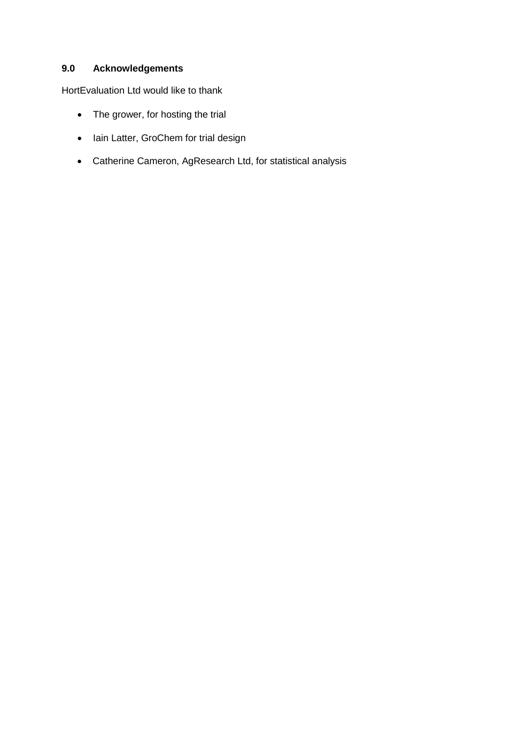## 9.0 Acknowledgements

HortEvaluation Ltd would like to thank

- The grower, for hosting the trial
- Iain Latter, GroChem for trial design
- Catherine Cameron, AgResearch Ltd, for statistical analysis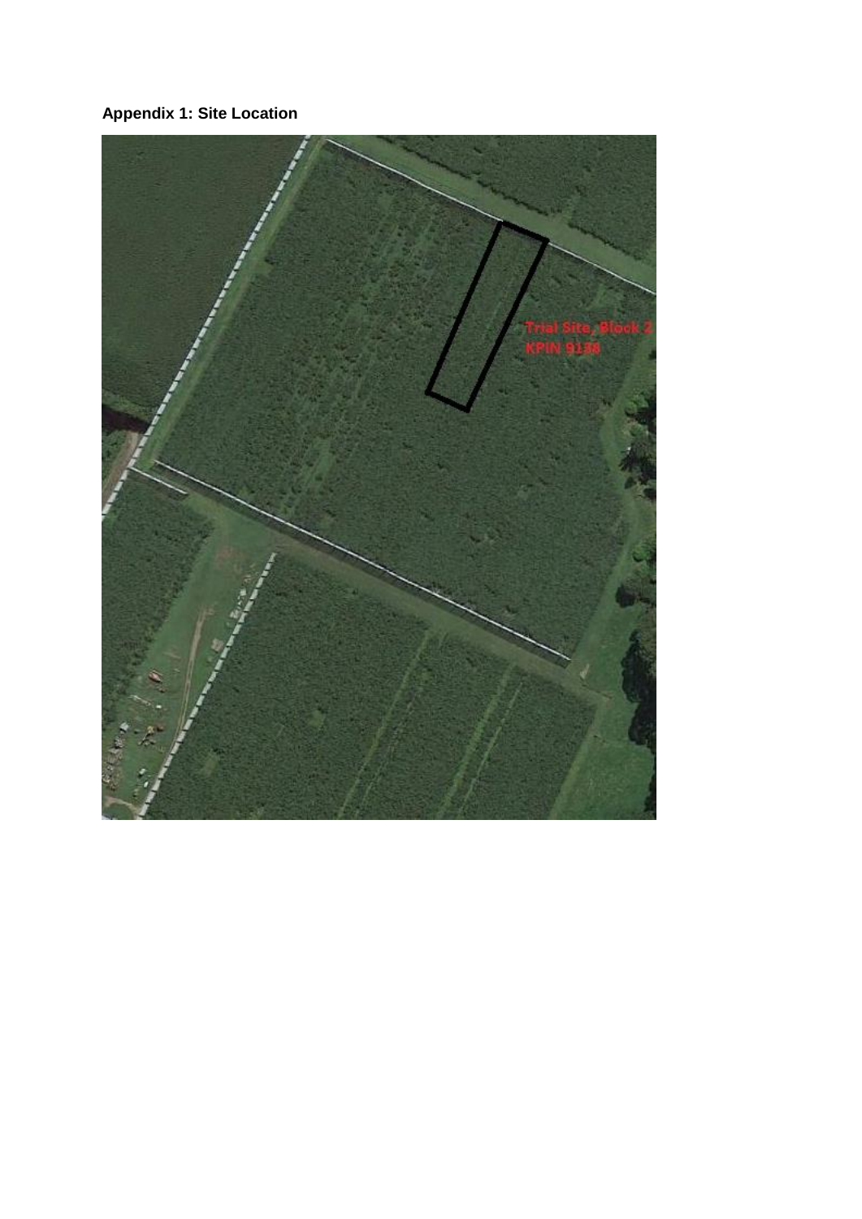**Appendix 1: Site Location**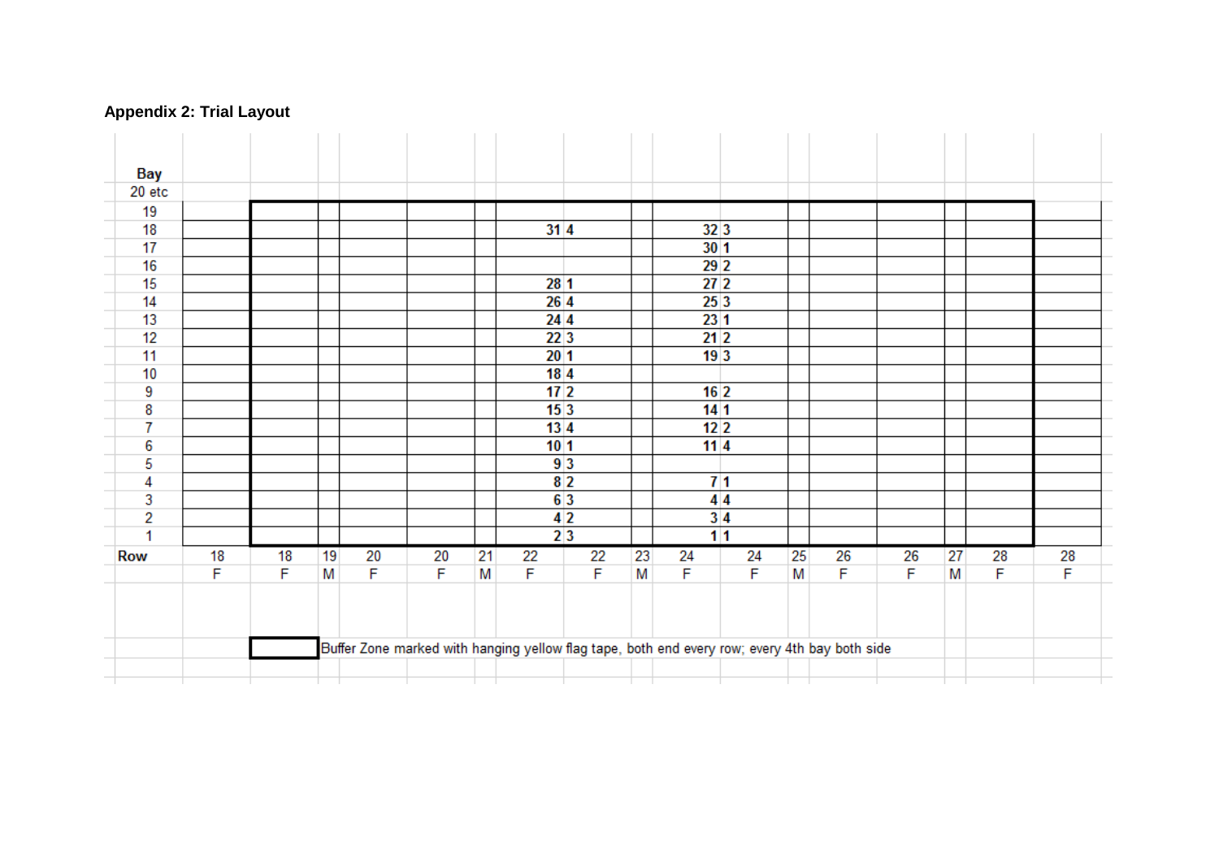**Appendix 2: Trial Layout**

| Bay | | | | | | | | | | | | | | | | | |
|---|---|---|---|---|---|---|---|---|---|---|---|---|---|---|---|---|---|
| 20 etc | | | | | | | | | | | | | | | | | |
| 19 | | | | | | | | | | | | | | | | | |
| 18 | | | | | | | 31 | 4 | | 32 | 3 | | | | | | |
| 17 | | | | | | | | | | 30 | 1 | | | | | | |
| 16 | | | | | | | | | | 29 | 2 | | | | | | |
| 15 | | | | | | | 28 | 1 | | 27 | 2 | | | | | | |
| 14 | | | | | | | 26 | 4 | | 25 | 3 | | | | | | |
| 13 | | | | | | | 24 | 4 | | 23 | 1 | | | | | | |
| 12 | | | | | | | 22 | 3 | | 21 | 2 | | | | | | |
| 11 | | | | | | | 20 | 1 | | 19 | 3 | | | | | | |
| 10 | | | | | | | 18 | 4 | | | | | | | | | |
| 9 | | | | | | | 17 | 2 | | 16 | 2 | | | | | | |
| 8 | | | | | | | 15 | 3 | | 14 | 1 | | | | | | |
| 7 | | | | | | | 13 | 4 | | 12 | 2 | | | | | | |
| 6 | | | | | | | 10 | 1 | | 11 | 4 | | | | | | |
| 5 | | | | | | | 9 | 3 | | | | | | | | | |
| 4 | | | | | | | 8 | 2 | | 7 | 1 | | | | | | |
| 3 | | | | | | | 6 | 3 | | 4 | 4 | | | | | | |
| 2 | | | | | | | 4 | 2 | | 3 | 4 | | | | | | |
| 1 | | | | | | | 2 | 3 | | 1 | 1 | | | | | | |
| **Row** | 18 | 18 | 19 | 20 | 20 | 21 | 22 | 22 | 23 | 24 | 24 | 25 | 26 | 26 | 27 | 28 | 28 |
| | F | F | M | F | F | M | F | F | M | F | F | M | F | F | M | F | F |

Buffer Zone marked with hanging yellow flag tape, both end every row; every 4th bay both side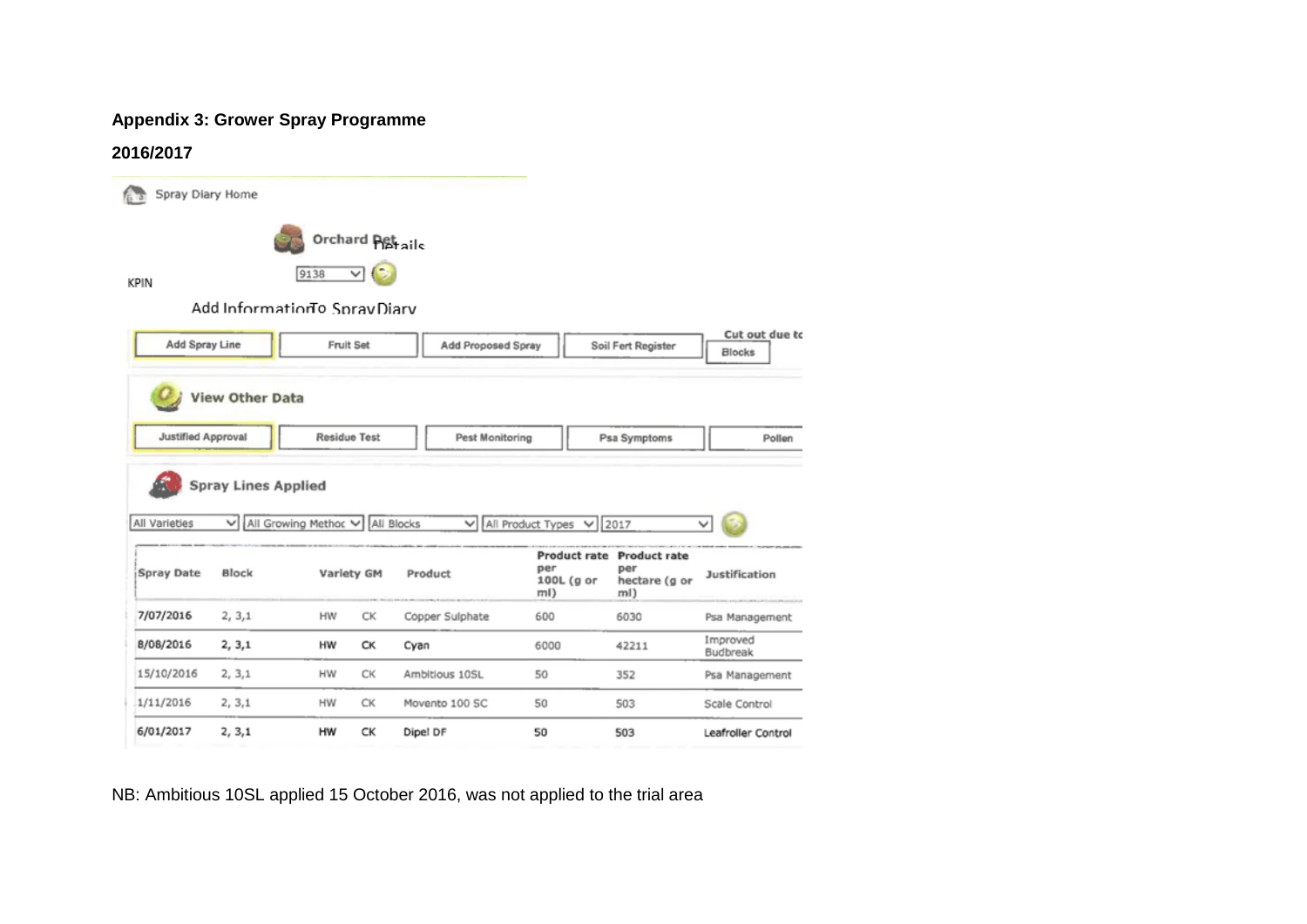**Appendix 3: Grower Spray Programme**

**2016/2017**

Spray Diary Home

Orchard Details

KPIN 9138

Add Information To Spray Diary

Add Spray Line | Fruit Set | Add Proposed Spray | Soil Fert Register | Cut out due to Blocks

View Other Data

Justified Approval | Residue Test | Pest Monitoring | Psa Symptoms | Pollen

Spray Lines Applied

All Varieties | All Growing Method | All Blocks | All Product Types | 2017

| Spray Date | Block | Variety | GM | Product | Product rate per 100L (g or ml) | Product rate per hectare (g or ml) | Justification |
|---|---|---|---|---|---|---|---|
| 7/07/2016 | 2, 3,1 | HW | CK | Copper Sulphate | 600 | 6030 | Psa Management |
| 8/08/2016 | 2, 3,1 | HW | CK | Cyan | 6000 | 42211 | Improved Budbreak |
| 15/10/2016 | 2, 3,1 | HW | CK | Ambitious 10SL | 50 | 352 | Psa Management |
| 1/11/2016 | 2, 3,1 | HW | CK | Movento 100 SC | 50 | 503 | Scale Control |
| 6/01/2017 | 2, 3,1 | HW | CK | Dipel DF | 50 | 503 | Leafroller Control |

NB: Ambitious 10SL applied 15 October 2016, was not applied to the trial area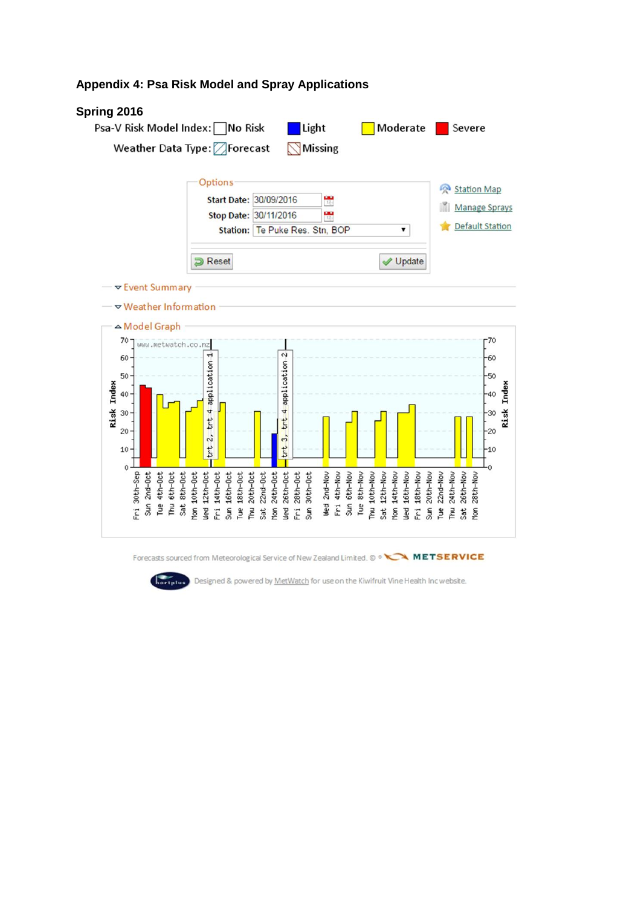## Appendix 4: Psa Risk Model and Spray Applications

### Spring 2016

Psa-V Risk Model Index: No Risk   Light   Moderate   Severe

Weather Data Type: Forecast   Missing

Options

Start Date: 30/09/2016

Stop Date: 30/11/2016

Station: Te Puke Res. Stn, BOP

Reset   Update

Station Map

Manage Sprays

Default Station

Event Summary

Weather Information

Model Graph

www.metwatch.co.nz

Risk Index

trt 2, trt 4 application 1

trt 3, trt 4 application 2

Fri 30th-Sep, Sun 2nd-Oct, Tue 4th-Oct, Thu 6th-Oct, Sat 8th-Oct, Mon 10th-Oct, Wed 12th-Oct, Fri 14th-Oct, Sun 16th-Oct, Tue 18th-Oct, Thu 20th-Oct, Sat 22nd-Oct, Mon 24th-Oct, Wed 26th-Oct, Fri 28th-Oct, Sun 30th-Oct, Wed 2nd-Nov, Fri 4th-Nov, Sun 6th-Nov, Tue 8th-Nov, Thu 10th-Nov, Sat 12th-Nov, Mon 14th-Nov, Wed 16th-Nov, Fri 18th-Nov, Sun 20th-Nov, Tue 22nd-Nov, Thu 24th-Nov, Sat 26th-Nov, Mon 28th-Nov

Forecasts sourced from Meteorological Service of New Zealand Limited. © METSERVICE

Designed & powered by MetWatch for use on the Kiwifruit Vine Health Inc website.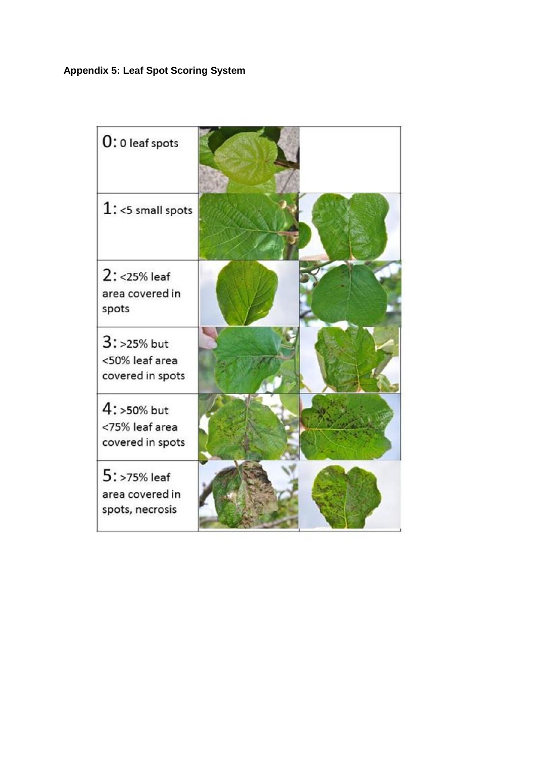**Appendix 5: Leaf Spot Scoring System**

| | | |
|---|---|---|
| 0: 0 leaf spots | | |
| 1: <5 small spots | | |
| 2: <25% leaf area covered in spots | | |
| 3: >25% but <50% leaf area covered in spots | | |
| 4: >50% but <75% leaf area covered in spots | | |
| 5: >75% leaf area covered in spots, necrosis | | |